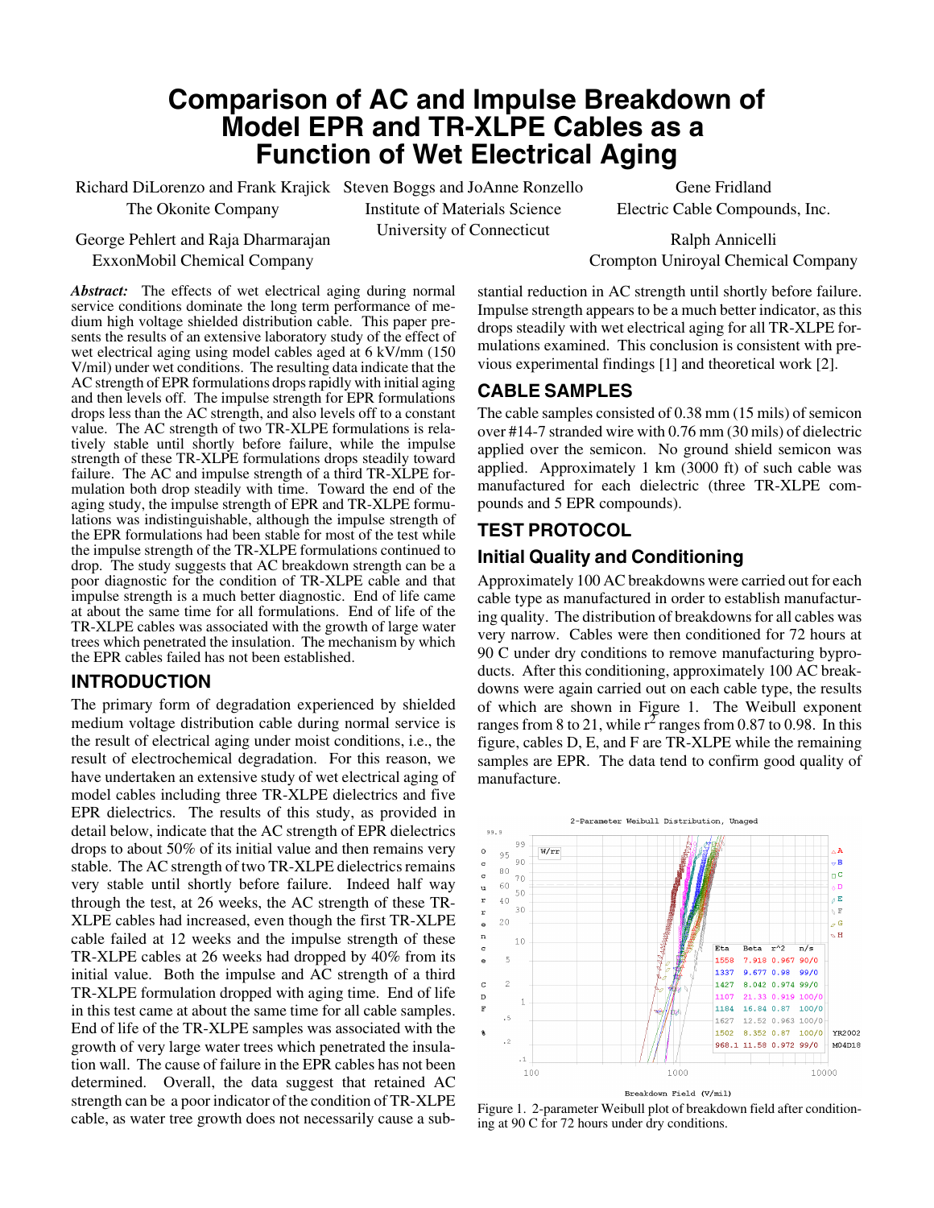# Comparison of AC and Impulse Breakdown of Model EPR and TR-XLPE Cables as a Function of Wet Electrical Aging

Richard DiLorenzo and Frank Krajick
The Okonite Company

George Pehlert and Raja Dharmarajan
ExxonMobil Chemical Company

Steven Boggs and JoAnne Ronzello
Institute of Materials Science
University of Connecticut

Gene Fridland
Electric Cable Compounds, Inc.

Ralph Annicelli
Crompton Uniroyal Chemical Company

***Abstract:*** The effects of wet electrical aging during normal service conditions dominate the long term performance of medium high voltage shielded distribution cable. This paper presents the results of an extensive laboratory study of the effect of wet electrical aging using model cables aged at 6 kV/mm (150 V/mil) under wet conditions. The resulting data indicate that the AC strength of EPR formulations drops rapidly with initial aging and then levels off. The impulse strength for EPR formulations drops less than the AC strength, and also levels off to a constant value. The AC strength of two TR-XLPE formulations is relatively stable until shortly before failure, while the impulse strength of these TR-XLPE formulations drops steadily toward failure. The AC and impulse strength of a third TR-XLPE formulation both drop steadily with time. Toward the end of the aging study, the impulse strength of EPR and TR-XLPE formulations was indistinguishable, although the impulse strength of the EPR formulations had been stable for most of the test while the impulse strength of the TR-XLPE formulations continued to drop. The study suggests that AC breakdown strength can be a poor diagnostic for the condition of TR-XLPE cable and that impulse strength is a much better diagnostic. End of life came at about the same time for all formulations. End of life of the TR-XLPE cables was associated with the growth of large water trees which penetrated the insulation. The mechanism by which the EPR cables failed has not been established.

## INTRODUCTION

The primary form of degradation experienced by shielded medium voltage distribution cable during normal service is the result of electrical aging under moist conditions, i.e., the result of electrochemical degradation. For this reason, we have undertaken an extensive study of wet electrical aging of model cables including three TR-XLPE dielectrics and five EPR dielectrics. The results of this study, as provided in detail below, indicate that the AC strength of EPR dielectrics drops to about 50% of its initial value and then remains very stable. The AC strength of two TR-XLPE dielectrics remains very stable until shortly before failure. Indeed half way through the test, at 26 weeks, the AC strength of these TR-XLPE cables had increased, even though the first TR-XLPE cable failed at 12 weeks and the impulse strength of these TR-XLPE cables at 26 weeks had dropped by 40% from its initial value. Both the impulse and AC strength of a third TR-XLPE formulation dropped with aging time. End of life in this test came at about the same time for all cable samples. End of life of the TR-XLPE samples was associated with the growth of very large water trees which penetrated the insulation wall. The cause of failure in the EPR cables has not been determined. Overall, the data suggest that retained AC strength can be a poor indicator of the condition of TR-XLPE cable, as water tree growth does not necessarily cause a substantial reduction in AC strength until shortly before failure. Impulse strength appears to be a much better indicator, as this drops steadily with wet electrical aging for all TR-XLPE formulations examined. This conclusion is consistent with previous experimental findings [1] and theoretical work [2].

## CABLE SAMPLES

The cable samples consisted of 0.38 mm (15 mils) of semicon over #14-7 stranded wire with 0.76 mm (30 mils) of dielectric applied over the semicon. No ground shield semicon was applied. Approximately 1 km (3000 ft) of such cable was manufactured for each dielectric (three TR-XLPE compounds and 5 EPR compounds).

## TEST PROTOCOL

### Initial Quality and Conditioning

Approximately 100 AC breakdowns were carried out for each cable type as manufactured in order to establish manufacturing quality. The distribution of breakdowns for all cables was very narrow. Cables were then conditioned for 72 hours at 90 C under dry conditions to remove manufacturing byproducts. After this conditioning, approximately 100 AC breakdowns were again carried out on each cable type, the results of which are shown in Figure 1. The Weibull exponent ranges from 8 to 21, while $r^2$ ranges from 0.87 to 0.98. In this figure, cables D, E, and F are TR-XLPE while the remaining samples are EPR. The data tend to confirm good quality of manufacture.

2-Parameter Weibull Distribution, Unaged

Occurrence CDF %

W/rr

A
B
C
D
E
F
G
H

Eta Beta r^2 n/s
1558 7.918 0.967 90/0
1337 9.677 0.98 99/0
1427 8.042 0.974 99/0
1107 21.33 0.919 100/0
1184 16.84 0.87 100/0
1627 12.52 0.963 100/0
1502 8.352 0.87 100/0
968.1 11.58 0.972 99/0

YR2002
M04D18

99.9 99 95 90 80 70 60 50 40 30 20 10 5 2 1 .5 .2 .1

100 1000 10000

Breakdown Field (V/mil)

Figure 1. 2-parameter Weibull plot of breakdown field after conditioning at 90 C for 72 hours under dry conditions.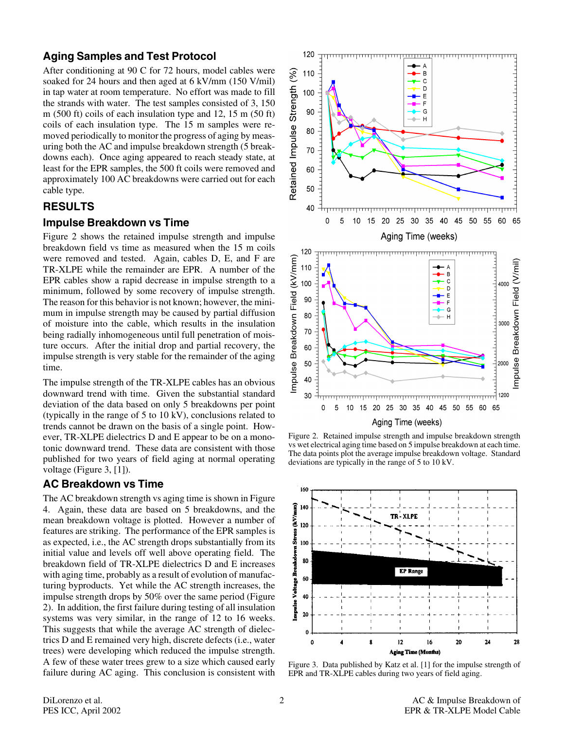## Aging Samples and Test Protocol

After conditioning at 90 C for 72 hours, model cables were soaked for 24 hours and then aged at 6 kV/mm (150 V/mil) in tap water at room temperature. No effort was made to fill the strands with water. The test samples consisted of 3, 150 m (500 ft) coils of each insulation type and 12, 15 m (50 ft) coils of each insulation type. The 15 m samples were removed periodically to monitor the progress of aging by measuring both the AC and impulse breakdown strength (5 breakdowns each). Once aging appeared to reach steady state, at least for the EPR samples, the 500 ft coils were removed and approximately 100 AC breakdowns were carried out for each cable type.

## RESULTS

### Impulse Breakdown vs Time

Figure 2 shows the retained impulse strength and impulse breakdown field vs time as measured when the 15 m coils were removed and tested. Again, cables D, E, and F are TR-XLPE while the remainder are EPR. A number of the EPR cables show a rapid decrease in impulse strength to a minimum, followed by some recovery of impulse strength. The reason for this behavior is not known; however, the minimum in impulse strength may be caused by partial diffusion of moisture into the cable, which results in the insulation being radially inhomogeneous until full penetration of moisture occurs. After the initial drop and partial recovery, the impulse strength is very stable for the remainder of the aging time.

The impulse strength of the TR-XLPE cables has an obvious downward trend with time. Given the substantial standard deviation of the data based on only 5 breakdowns per point (typically in the range of 5 to 10 kV), conclusions related to trends cannot be drawn on the basis of a single point. However, TR-XLPE dielectrics D and E appear to be on a monotonic downward trend. These data are consistent with those published for two years of field aging at normal operating voltage (Figure 3, [1]).

Figure 2. Retained impulse strength and impulse breakdown strength vs wet electrical aging time based on 5 impulse breakdown at each time. The data points plot the average impulse breakdown voltage. Standard deviations are typically in the range of 5 to 10 kV.

Figure 3. Data published by Katz et al. [1] for the impulse strength of EPR and TR-XLPE cables during two years of field aging.

### AC Breakdown vs Time

The AC breakdown strength vs aging time is shown in Figure 4. Again, these data are based on 5 breakdowns, and the mean breakdown voltage is plotted. However a number of features are striking. The performance of the EPR samples is as expected, i.e., the AC strength drops substantially from its initial value and levels off well above operating field. The breakdown field of TR-XLPE dielectrics D and E increases with aging time, probably as a result of evolution of manufacturing byproducts. Yet while the AC strength increases, the impulse strength drops by 50% over the same period (Figure 2). In addition, the first failure during testing of all insulation systems was very similar, in the range of 12 to 16 weeks. This suggests that while the average AC strength of dielectrics D and E remained very high, discrete defects (i.e., water trees) were developing which reduced the impulse strength. A few of these water trees grew to a size which caused early failure during AC aging. This conclusion is consistent with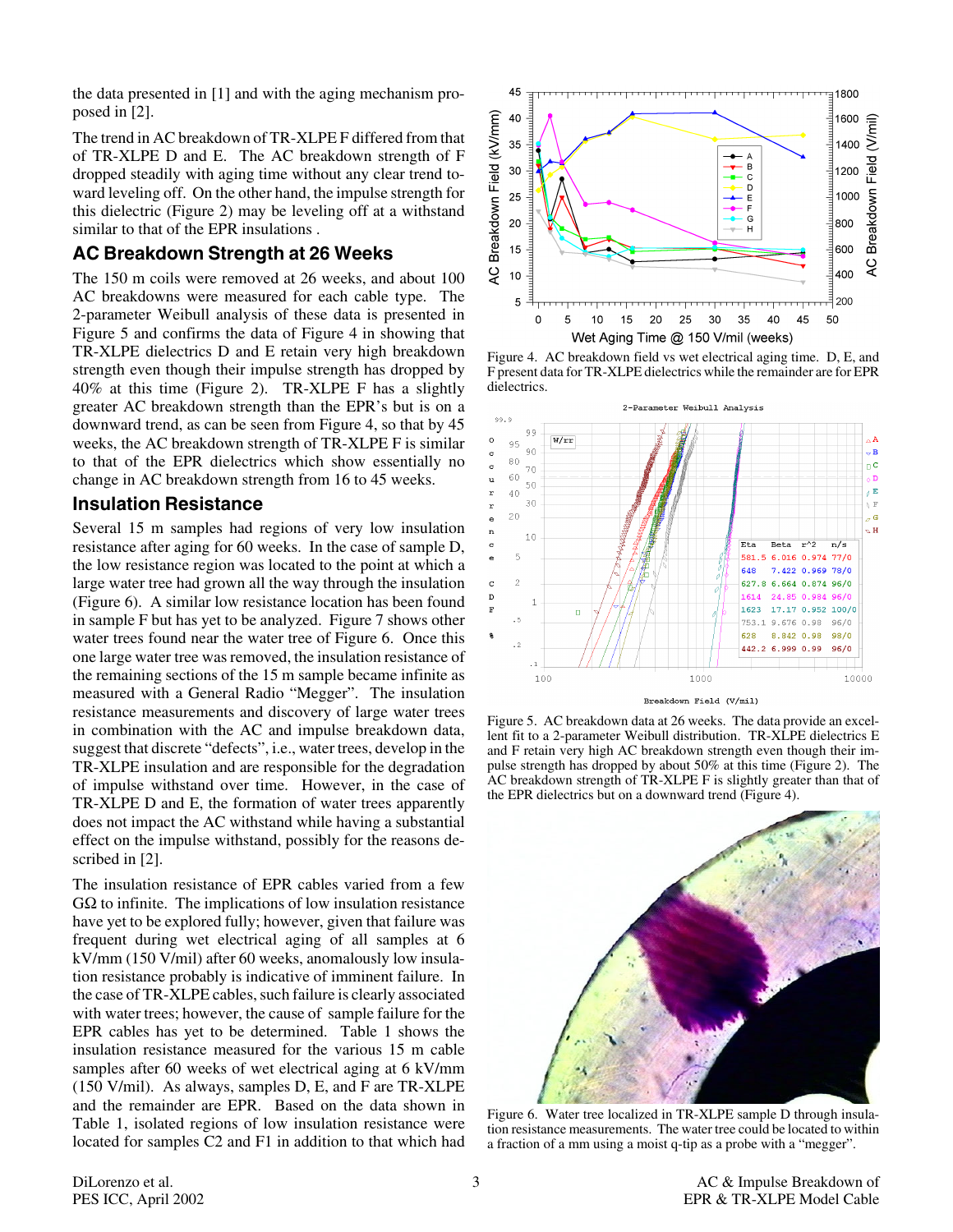the data presented in [1] and with the aging mechanism proposed in [2].

The trend in AC breakdown of TR-XLPE F differed from that of TR-XLPE D and E. The AC breakdown strength of F dropped steadily with aging time without any clear trend toward leveling off. On the other hand, the impulse strength for this dielectric (Figure 2) may be leveling off at a withstand similar to that of the EPR insulations .

## AC Breakdown Strength at 26 Weeks

The 150 m coils were removed at 26 weeks, and about 100 AC breakdowns were measured for each cable type. The 2-parameter Weibull analysis of these data is presented in Figure 5 and confirms the data of Figure 4 in showing that TR-XLPE dielectrics D and E retain very high breakdown strength even though their impulse strength has dropped by 40% at this time (Figure 2). TR-XLPE F has a slightly greater AC breakdown strength than the EPR's but is on a downward trend, as can be seen from Figure 4, so that by 45 weeks, the AC breakdown strength of TR-XLPE F is similar to that of the EPR dielectrics which show essentially no change in AC breakdown strength from 16 to 45 weeks.

## Insulation Resistance

Several 15 m samples had regions of very low insulation resistance after aging for 60 weeks. In the case of sample D, the low resistance region was located to the point at which a large water tree had grown all the way through the insulation (Figure 6). A similar low resistance location has been found in sample F but has yet to be analyzed. Figure 7 shows other water trees found near the water tree of Figure 6. Once this one large water tree was removed, the insulation resistance of the remaining sections of the 15 m sample became infinite as measured with a General Radio "Megger". The insulation resistance measurements and discovery of large water trees in combination with the AC and impulse breakdown data, suggest that discrete "defects", i.e., water trees, develop in the TR-XLPE insulation and are responsible for the degradation of impulse withstand over time. However, in the case of TR-XLPE D and E, the formation of water trees apparently does not impact the AC withstand while having a substantial effect on the impulse withstand, possibly for the reasons described in [2].

The insulation resistance of EPR cables varied from a few GΩ to infinite. The implications of low insulation resistance have yet to be explored fully; however, given that failure was frequent during wet electrical aging of all samples at 6 kV/mm (150 V/mil) after 60 weeks, anomalously low insulation resistance probably is indicative of imminent failure. In the case of TR-XLPE cables, such failure is clearly associated with water trees; however, the cause of sample failure for the EPR cables has yet to be determined. Table 1 shows the insulation resistance measured for the various 15 m cable samples after 60 weeks of wet electrical aging at 6 kV/mm (150 V/mil). As always, samples D, E, and F are TR-XLPE and the remainder are EPR. Based on the data shown in Table 1, isolated regions of low insulation resistance were located for samples C2 and F1 in addition to that which had

AC Breakdown Field (kV/mm)
45
40
35
30
25
20
15
10
5
0 5 10 15 20 25 30 35 40 45 50
Wet Aging Time @ 150 V/mil (weeks)
AC Breakdown Field (V/mil)
1800
1600
1400
1200
1000
800
600
400
200
A
B
C
D
E
F
G
H

Figure 4. AC breakdown field vs wet electrical aging time. D, E, and F present data for TR-XLPE dielectrics while the remainder are for EPR dielectrics.

2-Parameter Weibull Analysis
W/rr
Occurrence CDF %
99.9
99
95
90
80
70
60
50
40
30
20
10
5
2
1
.5
.2
.1
100
1000
10000
Breakdown Field (V/mil)
A
B
C
D
E
F
G
H
Eta Beta r^2 n/s
581.5 6.016 0.974 77/0
648 7.422 0.969 78/0
627.8 6.664 0.874 96/0
1614 24.85 0.984 96/0
1623 17.17 0.952 100/0
753.1 9.676 0.98 96/0
628 8.842 0.98 98/0
442.2 6.999 0.99 96/0

Figure 5. AC breakdown data at 26 weeks. The data provide an excellent fit to a 2-parameter Weibull distribution. TR-XLPE dielectrics E and F retain very high AC breakdown strength even though their impulse strength has dropped by about 50% at this time (Figure 2). The AC breakdown strength of TR-XLPE F is slightly greater than that of the EPR dielectrics but on a downward trend (Figure 4).

Figure 6. Water tree localized in TR-XLPE sample D through insulation resistance measurements. The water tree could be located to within a fraction of a mm using a moist q-tip as a probe with a "megger".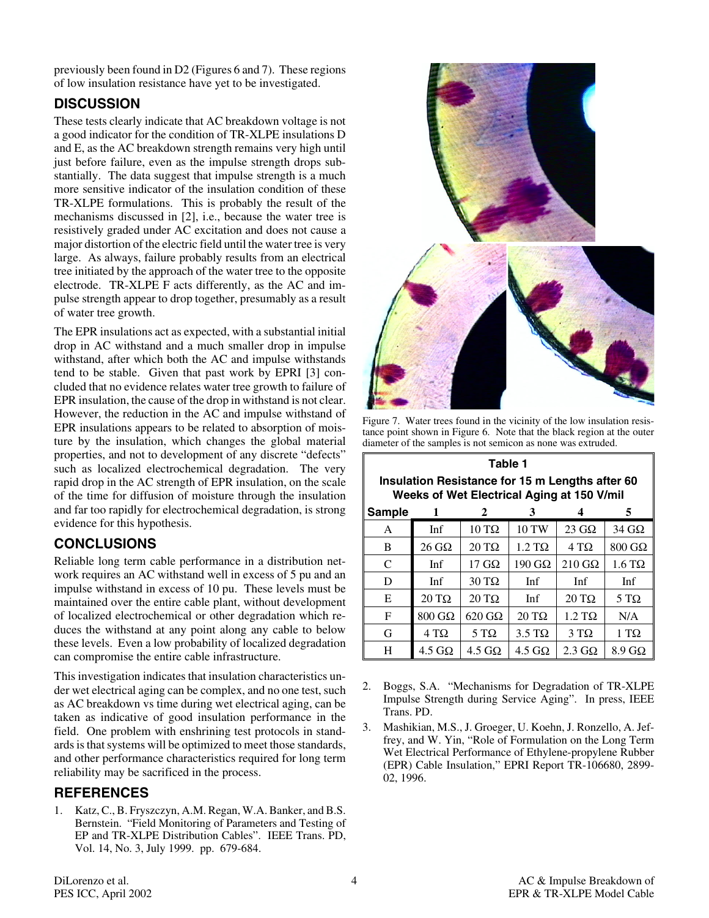previously been found in D2 (Figures 6 and 7). These regions of low insulation resistance have yet to be investigated.

## DISCUSSION

These tests clearly indicate that AC breakdown voltage is not a good indicator for the condition of TR-XLPE insulations D and E, as the AC breakdown strength remains very high until just before failure, even as the impulse strength drops substantially. The data suggest that impulse strength is a much more sensitive indicator of the insulation condition of these TR-XLPE formulations. This is probably the result of the mechanisms discussed in [2], i.e., because the water tree is resistively graded under AC excitation and does not cause a major distortion of the electric field until the water tree is very large. As always, failure probably results from an electrical tree initiated by the approach of the water tree to the opposite electrode. TR-XLPE F acts differently, as the AC and impulse strength appear to drop together, presumably as a result of water tree growth.

The EPR insulations act as expected, with a substantial initial drop in AC withstand and a much smaller drop in impulse withstand, after which both the AC and impulse withstands tend to be stable. Given that past work by EPRI [3] concluded that no evidence relates water tree growth to failure of EPR insulation, the cause of the drop in withstand is not clear. However, the reduction in the AC and impulse withstand of EPR insulations appears to be related to absorption of moisture by the insulation, which changes the global material properties, and not to development of any discrete "defects" such as localized electrochemical degradation. The very rapid drop in the AC strength of EPR insulation, on the scale of the time for diffusion of moisture through the insulation and far too rapidly for electrochemical degradation, is strong evidence for this hypothesis.

## CONCLUSIONS

Reliable long term cable performance in a distribution network requires an AC withstand well in excess of 5 pu and an impulse withstand in excess of 10 pu. These levels must be maintained over the entire cable plant, without development of localized electrochemical or other degradation which reduces the withstand at any point along any cable to below these levels. Even a low probability of localized degradation can compromise the entire cable infrastructure.

This investigation indicates that insulation characteristics under wet electrical aging can be complex, and no one test, such as AC breakdown vs time during wet electrical aging, can be taken as indicative of good insulation performance in the field. One problem with enshrining test protocols in standards is that systems will be optimized to meet those standards, and other performance characteristics required for long term reliability may be sacrificed in the process.

## REFERENCES

1. Katz, C., B. Fryszczyn, A.M. Regan, W.A. Banker, and B.S. Bernstein. "Field Monitoring of Parameters and Testing of EP and TR-XLPE Distribution Cables". IEEE Trans. PD, Vol. 14, No. 3, July 1999. pp. 679-684.
2. Boggs, S.A. "Mechanisms for Degradation of TR-XLPE Impulse Strength during Service Aging". In press, IEEE Trans. PD.
3. Mashikian, M.S., J. Groeger, U. Koehn, J. Ronzello, A. Jeffrey, and W. Yin, "Role of Formulation on the Long Term Wet Electrical Performance of Ethylene-propylene Rubber (EPR) Cable Insulation," EPRI Report TR-106680, 2899-02, 1996.

Figure 7. Water trees found in the vicinity of the low insulation resistance point shown in Figure 6. Note that the black region at the outer diameter of the samples is not semicon as none was extruded.

**Table 1**
**Insulation Resistance for 15 m Lengths after 60 Weeks of Wet Electrical Aging at 150 V/mil**

| Sample | 1 | 2 | 3 | 4 | 5 |
|---|---|---|---|---|---|
| A | Inf | 10 TΩ | 10 TW | 23 GΩ | 34 GΩ |
| B | 26 GΩ | 20 TΩ | 1.2 TΩ | 4 TΩ | 800 GΩ |
| C | Inf | 17 GΩ | 190 GΩ | 210 GΩ | 1.6 TΩ |
| D | Inf | 30 TΩ | Inf | Inf | Inf |
| E | 20 TΩ | 20 TΩ | Inf | 20 TΩ | 5 TΩ |
| F | 800 GΩ | 620 GΩ | 20 TΩ | 1.2 TΩ | N/A |
| G | 4 TΩ | 5 TΩ | 3.5 TΩ | 3 TΩ | 1 TΩ |
| H | 4.5 GΩ | 4.5 GΩ | 4.5 GΩ | 2.3 GΩ | 8.9 GΩ |